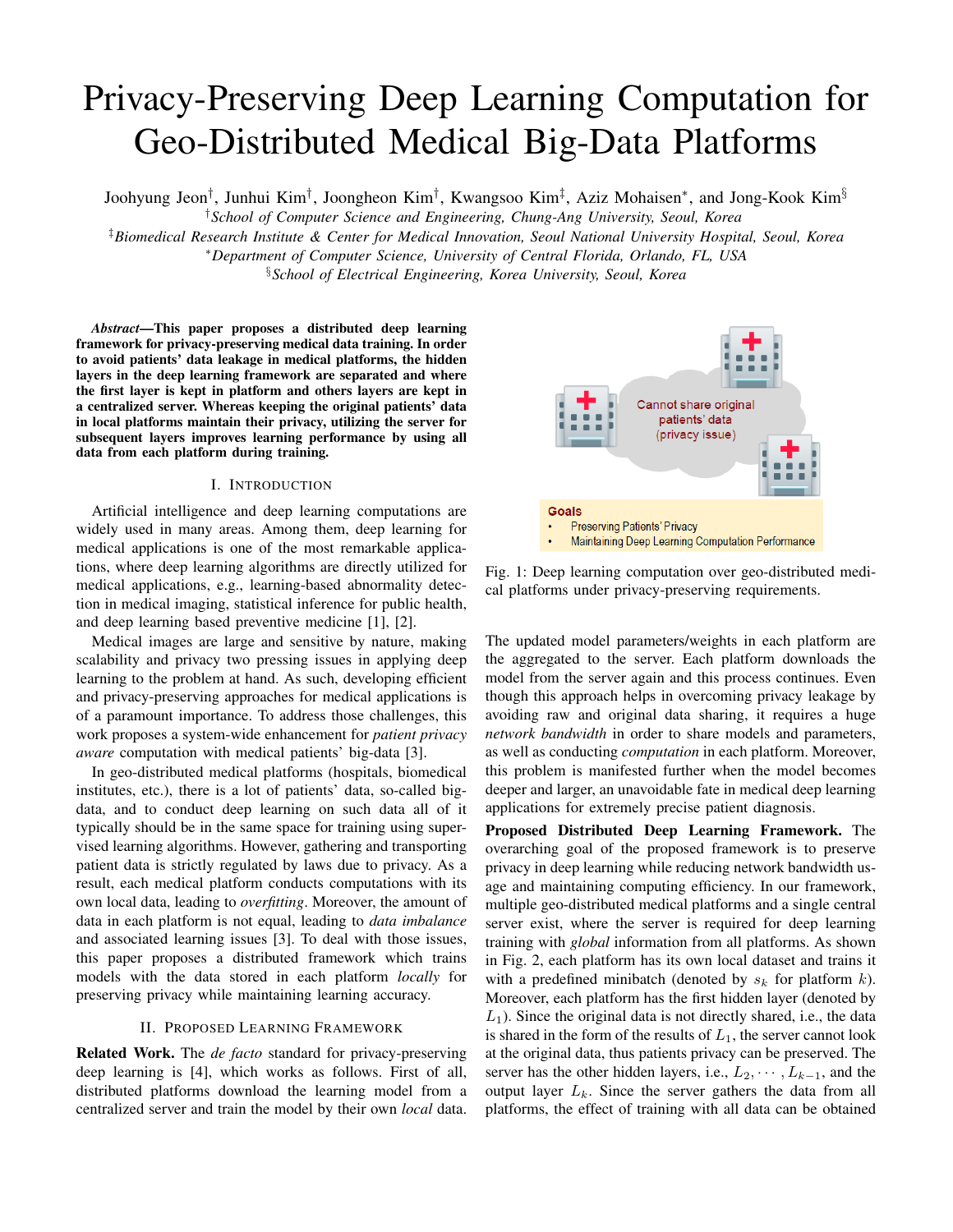# Privacy-Preserving Deep Learning Computation for Geo-Distributed Medical Big-Data Platforms

Joohyung Jeon[†], Junhui Kim[†], Joongheon Kim[†], Kwangsoo Kim[‡], Aziz Mohaisen[*], and Jong-Kook Kim[§]

[†]*School of Computer Science and Engineering, Chung-Ang University, Seoul, Korea*

[‡]*Biomedical Research Institute & Center for Medical Innovation, Seoul National University Hospital, Seoul, Korea*

[*]*Department of Computer Science, University of Central Florida, Orlando, FL, USA*

[§]*School of Electrical Engineering, Korea University, Seoul, Korea*

***Abstract*—This paper proposes a distributed deep learning framework for privacy-preserving medical data training. In order to avoid patients' data leakage in medical platforms, the hidden layers in the deep learning framework are separated and where the first layer is kept in platform and others layers are kept in a centralized server. Whereas keeping the original patients' data in local platforms maintain their privacy, utilizing the server for subsequent layers improves learning performance by using all data from each platform during training.**

## I. Introduction

Artificial intelligence and deep learning computations are widely used in many areas. Among them, deep learning for medical applications is one of the most remarkable applications, where deep learning algorithms are directly utilized for medical applications, e.g., learning-based abnormality detection in medical imaging, statistical inference for public health, and deep learning based preventive medicine [1], [2].

Medical images are large and sensitive by nature, making scalability and privacy two pressing issues in applying deep learning to the problem at hand. As such, developing efficient and privacy-preserving approaches for medical applications is of a paramount importance. To address those challenges, this work proposes a system-wide enhancement for *patient privacy aware* computation with medical patients' big-data [3].

In geo-distributed medical platforms (hospitals, biomedical institutes, etc.), there is a lot of patients' data, so-called big-data, and to conduct deep learning on such data all of it typically should be in the same space for training using supervised learning algorithms. However, gathering and transporting patient data is strictly regulated by laws due to privacy. As a result, each medical platform conducts computations with its own local data, leading to *overfitting*. Moreover, the amount of data in each platform is not equal, leading to *data imbalance* and associated learning issues [3]. To deal with those issues, this paper proposes a distributed framework which trains models with the data stored in each platform *locally* for preserving privacy while maintaining learning accuracy.

## II. Proposed Learning Framework

**Related Work.** The *de facto* standard for privacy-preserving deep learning is [4], which works as follows. First of all, distributed platforms download the learning model from a centralized server and train the model by their own *local* data. The updated model parameters/weights in each platform are the aggregated to the server. Each platform downloads the model from the server again and this process continues. Even though this approach helps in overcoming privacy leakage by avoiding raw and original data sharing, it requires a huge *network bandwidth* in order to share models and parameters, as well as conducting *computation* in each platform. Moreover, this problem is manifested further when the model becomes deeper and larger, an unavoidable fate in medical deep learning applications for extremely precise patient diagnosis.

Fig. 1: Deep learning computation over geo-distributed medical platforms under privacy-preserving requirements.

**Proposed Distributed Deep Learning Framework.** The overarching goal of the proposed framework is to preserve privacy in deep learning while reducing network bandwidth usage and maintaining computing efficiency. In our framework, multiple geo-distributed medical platforms and a single central server exist, where the server is required for deep learning training with *global* information from all platforms. As shown in Fig. 2, each platform has its own local dataset and trains it with a predefined minibatch (denoted by $s_k$ for platform $k$). Moreover, each platform has the first hidden layer (denoted by $L_1$). Since the original data is not directly shared, i.e., the data is shared in the form of the results of $L_1$, the server cannot look at the original data, thus patients privacy can be preserved. The server has the other hidden layers, i.e., $L_2, \cdots, L_{k-1}$, and the output layer $L_k$. Since the server gathers the data from all platforms, the effect of training with all data can be obtained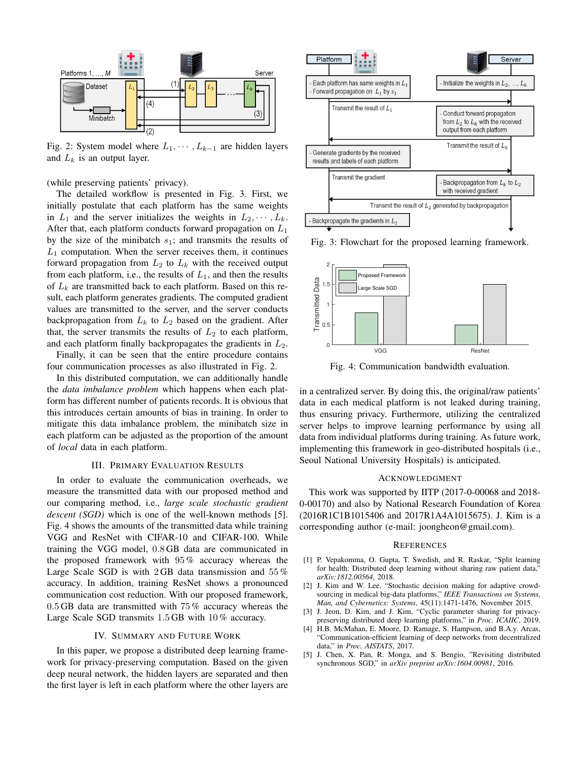Platforms 1, ..., $M$

Server

Dataset

Minibatch

$L_1$

$L_2$

$L_3$

$L_k$

(1)

(2)

(3)

(4)

Fig. 2: System model where $L_1, \cdots, L_{k-1}$ are hidden layers and $L_k$ is an output layer.

(while preserving patients' privacy).

The detailed workflow is presented in Fig. 3. First, we initially postulate that each platform has the same weights in $L_1$ and the server initializes the weights in $L_2, \cdots, L_k$. After that, each platform conducts forward propagation on $L_1$ by the size of the minibatch $s_1$; and transmits the results of $L_1$ computation. When the server receives them, it continues forward propagation from $L_2$ to $L_k$ with the received output from each platform, i.e., the results of $L_1$, and then the results of $L_k$ are transmitted back to each platform. Based on this result, each platform generates gradients. The computed gradient values are transmitted to the server, and the server conducts backpropagation from $L_k$ to $L_2$ based on the gradient. After that, the server transmits the results of $L_2$ to each platform, and each platform finally backpropagates the gradients in $L_2$.

Finally, it can be seen that the entire procedure contains four communication processes as also illustrated in Fig. 2.

In this distributed computation, we can additionally handle the *data imbalance problem* which happens when each platform has different number of patients records. It is obvious that this introduces certain amounts of bias in training. In order to mitigate this data imbalance problem, the minibatch size in each platform can be adjusted as the proportion of the amount of *local* data in each platform.

## III. Primary Evaluation Results

In order to evaluate the communication overheads, we measure the transmitted data with our proposed method and our comparing method, i.e., *large scale stochastic gradient descent (SGD)* which is one of the well-known methods [5]. Fig. 4 shows the amounts of the transmitted data while training VGG and ResNet with CIFAR-10 and CIFAR-100. While training the VGG model, 0.8 GB data are communicated in the proposed framework with 95 % accuracy whereas the Large Scale SGD is with 2 GB data transmission and 55 % accuracy. In addition, training ResNet shows a pronounced communication cost reduction. With our proposed framework, 0.5 GB data are transmitted with 75 % accuracy whereas the Large Scale SGD transmits 1.5 GB with 10 % accuracy.

## IV. Summary and Future Work

In this paper, we propose a distributed deep learning framework for privacy-preserving computation. Based on the given deep neural network, the hidden layers are separated and then the first layer is left in each platform where the other layers are in a centralized server. By doing this, the original/raw patients' data in each medical platform is not leaked during training, thus ensuring privacy. Furthermore, utilizing the centralized server helps to improve learning performance by using all data from individual platforms during training. As future work, implementing this framework in geo-distributed hospitals (i.e., Seoul National University Hospitals) is anticipated.

Platform

Server

- Each platform has same weights in $L_1$
- Forward propagation on $L_1$ by $s_1$

- Initialize the weights in $L_2, \ldots, L_k$

Transmit the result of $L_1$

- Conduct forward propagation from $L_2$ to $L_k$ with the received output from each platform

Transmit the result of $L_k$

- Generate gradients by the received results and labels of each platform

Transmit the gradient

- Backpropagation from $L_k$ to $L_2$ with received gradient

Transmit the result of $L_2$ generated by backpropagation

- Backpropagate the gradients in $L_1$

Fig. 3: Flowchart for the proposed learning framework.

Transmitted Data

0

0.5

1

1.5

2

VGG

ResNet

Proposed Framework

Large Scale SGD

Fig. 4: Communication bandwidth evaluation.

## Acknowledgment

This work was supported by IITP (2017-0-00068 and 2018-0-00170) and also by National Research Foundation of Korea (2016R1C1B1015406 and 2017R1A4A1015675). J. Kim is a corresponding author (e-mail: joongheon@gmail.com).

## References

[1] P. Vepakomma, O. Gupta, T. Swedish, and R. Raskar, "Split learning for health: Distributed deep learning without sharing raw patient data," *arXiv:1812.00564*, 2018.

[2] J. Kim and W. Lee, "Stochastic decision making for adaptive crowdsourcing in medical big-data platforms," *IEEE Transactions on Systems, Man, and Cybernetics: Systems*, 45(11):1471-1476, November 2015.

[3] J. Jeon, D. Kim, and J. Kim, "Cyclic parameter sharing for privacy-preserving distributed deep learning platforms," in *Proc. ICAIIC*, 2019.

[4] H.B. McMahan, E. Moore, D. Ramage, S. Hampson, and B.A.y. Arcas, "Communication-efficient learning of deep networks from decentralized data," in *Proc. AISTATS*, 2017.

[5] J. Chen, X. Pan, R. Monga, and S. Bengio, "Revisiting distributed synchronous SGD," in *arXiv preprint arXiv:1604.00981*, 2016.